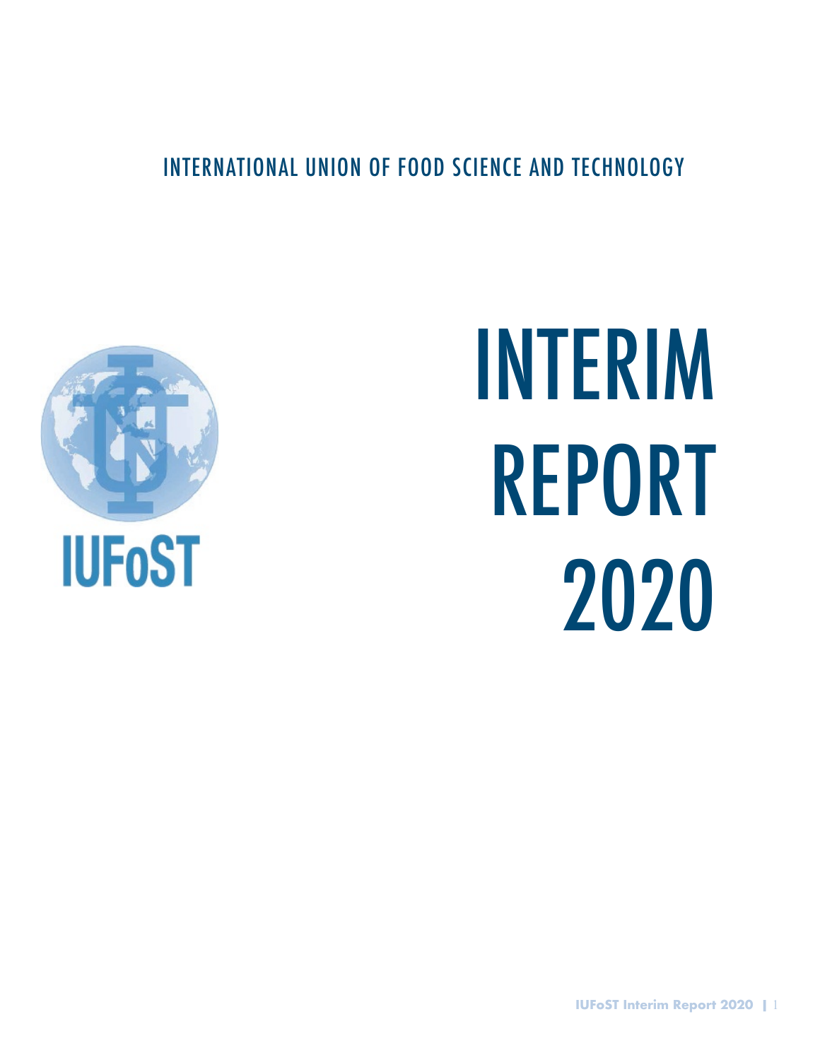INTERNATIONAL UNION OF FOOD SCIENCE AND TECHNOLOGY

IUFoST

# INTERIM REPORT 2020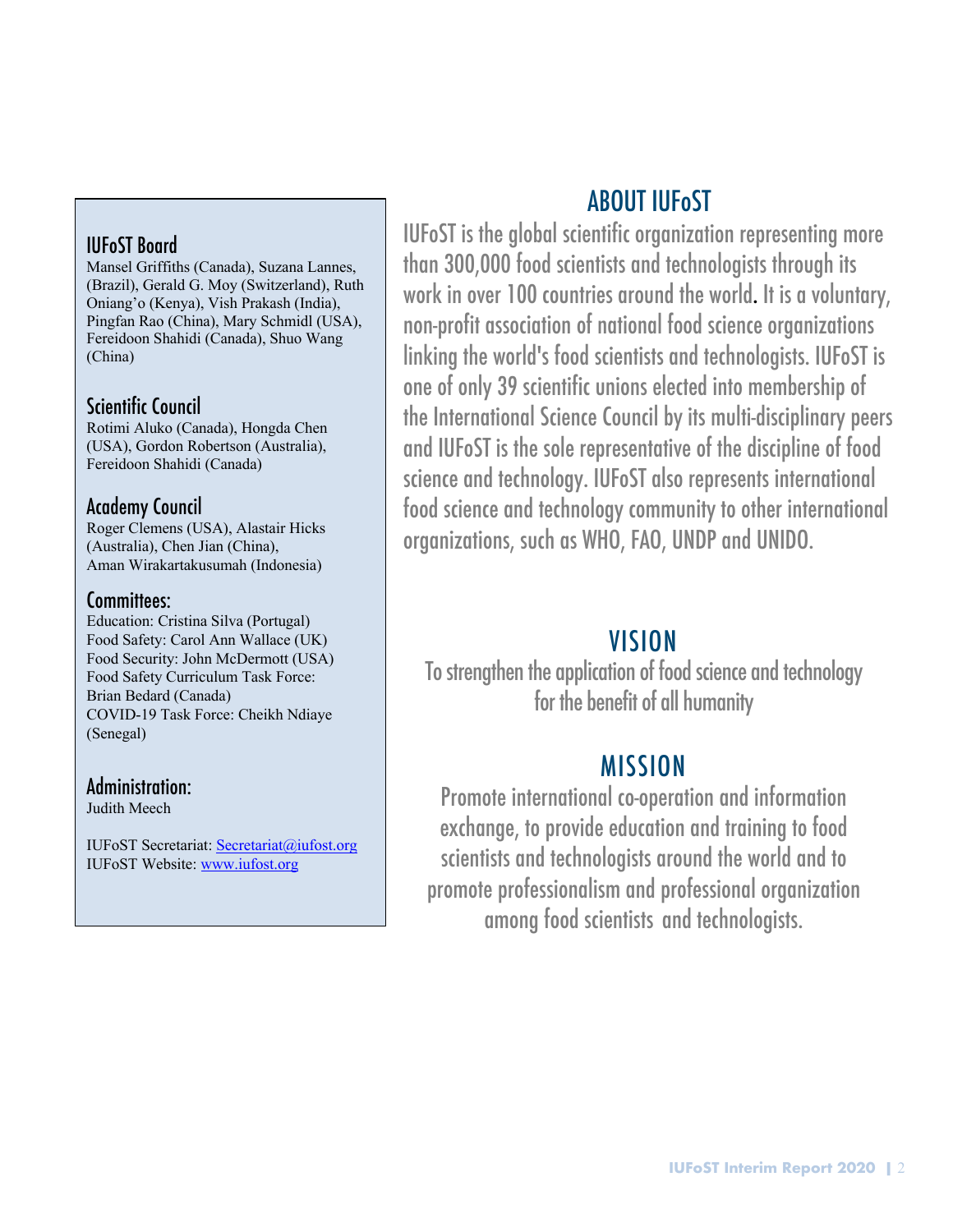### IUFoST Board

Mansel Griffiths (Canada), Suzana Lannes, (Brazil), Gerald G. Moy (Switzerland), Ruth Oniang'o (Kenya), Vish Prakash (India), Pingfan Rao (China), Mary Schmidl (USA), Fereidoon Shahidi (Canada), Shuo Wang (China)

### Scientific Council

Rotimi Aluko (Canada), Hongda Chen (USA), Gordon Robertson (Australia), Fereidoon Shahidi (Canada)

### Academy Council

Roger Clemens (USA), Alastair Hicks (Australia), Chen Jian (China), Aman Wirakartakusumah (Indonesia)

### Committees:

Education: Cristina Silva (Portugal)
Food Safety: Carol Ann Wallace (UK)
Food Security: John McDermott (USA)
Food Safety Curriculum Task Force: Brian Bedard (Canada)
COVID-19 Task Force: Cheikh Ndiaye (Senegal)

### Administration:

Judith Meech

IUFoST Secretariat: Secretariat@iufost.org
IUFoST Website: www.iufost.org

## ABOUT IUFoST

IUFoST is the global scientific organization representing more than 300,000 food scientists and technologists through its work in over 100 countries around the world. It is a voluntary, non-profit association of national food science organizations linking the world's food scientists and technologists. IUFoST is one of only 39 scientific unions elected into membership of the International Science Council by its multi-disciplinary peers and IUFoST is the sole representative of the discipline of food science and technology. IUFoST also represents international food science and technology community to other international organizations, such as WHO, FAO, UNDP and UNIDO.

## VISION

To strengthen the application of food science and technology for the benefit of all humanity

## MISSION

Promote international co-operation and information exchange, to provide education and training to food scientists and technologists around the world and to promote professionalism and professional organization among food scientists and technologists.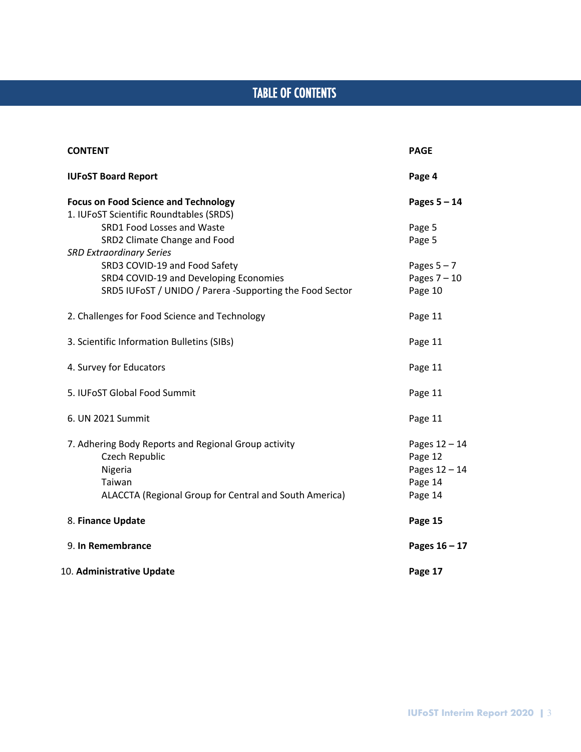# TABLE OF CONTENTS

| CONTENT | PAGE |
| --- | --- |
| **IUFoST Board Report** | **Page 4** |
| **Focus on Food Science and Technology** | **Pages 5 – 14** |
| 1. IUFoST Scientific Roundtables (SRDS) | |
| SRD1 Food Losses and Waste | Page 5 |
| SRD2 Climate Change and Food | Page 5 |
| *SRD Extraordinary Series* | |
| SRD3 COVID-19 and Food Safety | Pages 5 – 7 |
| SRD4 COVID-19 and Developing Economies | Pages 7 – 10 |
| SRD5 IUFoST / UNIDO / Parera -Supporting the Food Sector | Page 10 |
| 2. Challenges for Food Science and Technology | Page 11 |
| 3. Scientific Information Bulletins (SIBs) | Page 11 |
| 4. Survey for Educators | Page 11 |
| 5. IUFoST Global Food Summit | Page 11 |
| 6. UN 2021 Summit | Page 11 |
| 7. Adhering Body Reports and Regional Group activity | Pages 12 – 14 |
| Czech Republic | Page 12 |
| Nigeria | Pages 12 – 14 |
| Taiwan | Page 14 |
| ALACCTA (Regional Group for Central and South America) | Page 14 |
| 8. **Finance Update** | **Page 15** |
| 9. **In Remembrance** | **Pages 16 – 17** |
| 10. **Administrative Update** | **Page 17** |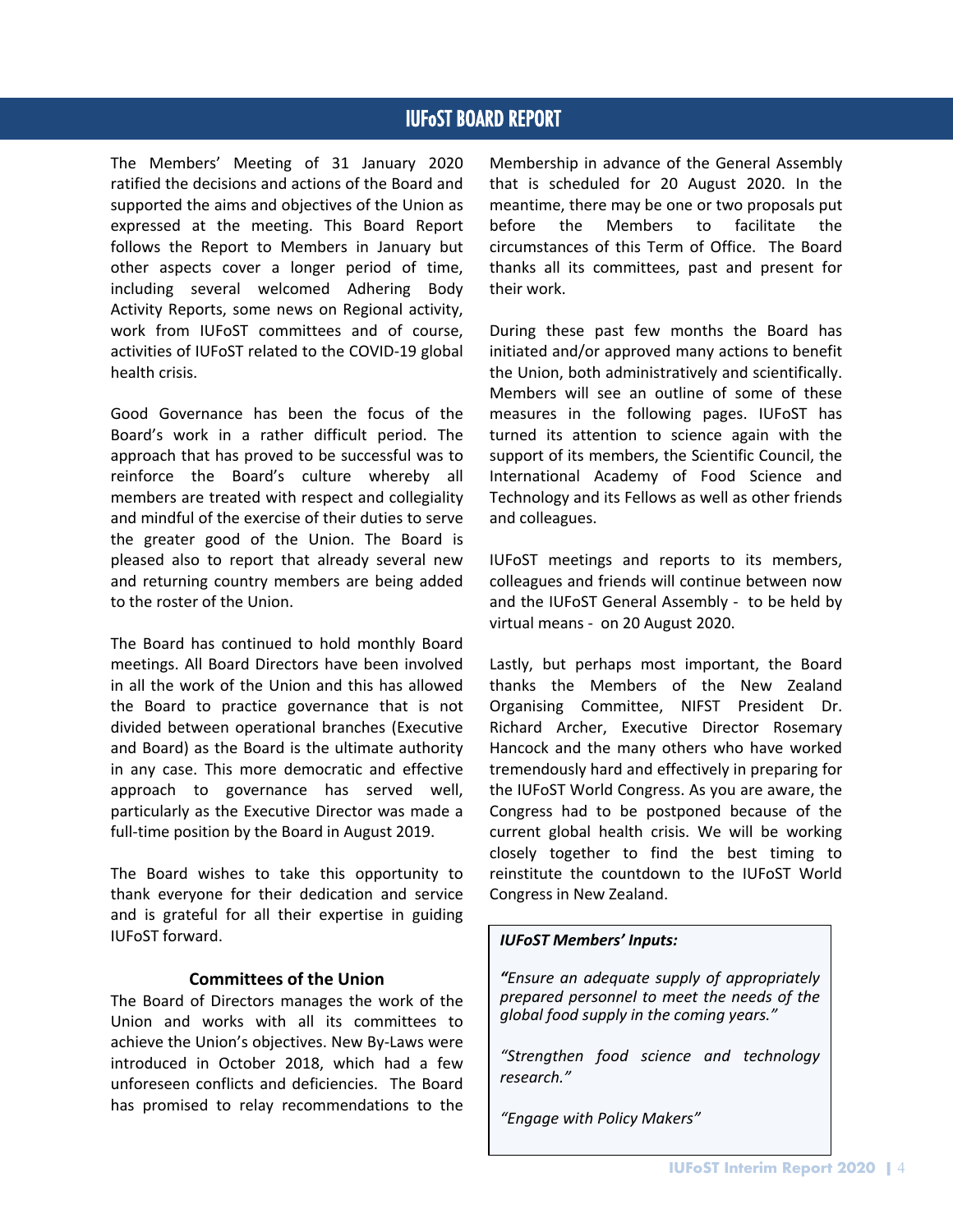# IUFoST BOARD REPORT

The Members' Meeting of 31 January 2020 ratified the decisions and actions of the Board and supported the aims and objectives of the Union as expressed at the meeting. This Board Report follows the Report to Members in January but other aspects cover a longer period of time, including several welcomed Adhering Body Activity Reports, some news on Regional activity, work from IUFoST committees and of course, activities of IUFoST related to the COVID-19 global health crisis.

Good Governance has been the focus of the Board's work in a rather difficult period. The approach that has proved to be successful was to reinforce the Board's culture whereby all members are treated with respect and collegiality and mindful of the exercise of their duties to serve the greater good of the Union. The Board is pleased also to report that already several new and returning country members are being added to the roster of the Union.

The Board has continued to hold monthly Board meetings. All Board Directors have been involved in all the work of the Union and this has allowed the Board to practice governance that is not divided between operational branches (Executive and Board) as the Board is the ultimate authority in any case. This more democratic and effective approach to governance has served well, particularly as the Executive Director was made a full-time position by the Board in August 2019.

The Board wishes to take this opportunity to thank everyone for their dedication and service and is grateful for all their expertise in guiding IUFoST forward.

### Committees of the Union

The Board of Directors manages the work of the Union and works with all its committees to achieve the Union's objectives. New By-Laws were introduced in October 2018, which had a few unforeseen conflicts and deficiencies. The Board has promised to relay recommendations to the Membership in advance of the General Assembly that is scheduled for 20 August 2020. In the meantime, there may be one or two proposals put before the Members to facilitate the circumstances of this Term of Office. The Board thanks all its committees, past and present for their work.

During these past few months the Board has initiated and/or approved many actions to benefit the Union, both administratively and scientifically. Members will see an outline of some of these measures in the following pages. IUFoST has turned its attention to science again with the support of its members, the Scientific Council, the International Academy of Food Science and Technology and its Fellows as well as other friends and colleagues.

IUFoST meetings and reports to its members, colleagues and friends will continue between now and the IUFoST General Assembly - to be held by virtual means - on 20 August 2020.

Lastly, but perhaps most important, the Board thanks the Members of the New Zealand Organising Committee, NIFST President Dr. Richard Archer, Executive Director Rosemary Hancock and the many others who have worked tremendously hard and effectively in preparing for the IUFoST World Congress. As you are aware, the Congress had to be postponed because of the current global health crisis. We will be working closely together to find the best timing to reinstitute the countdown to the IUFoST World Congress in New Zealand.

> ***IUFoST Members' Inputs:***
>
> *"Ensure an adequate supply of appropriately prepared personnel to meet the needs of the global food supply in the coming years."*
>
> *"Strengthen food science and technology research."*
>
> *"Engage with Policy Makers"*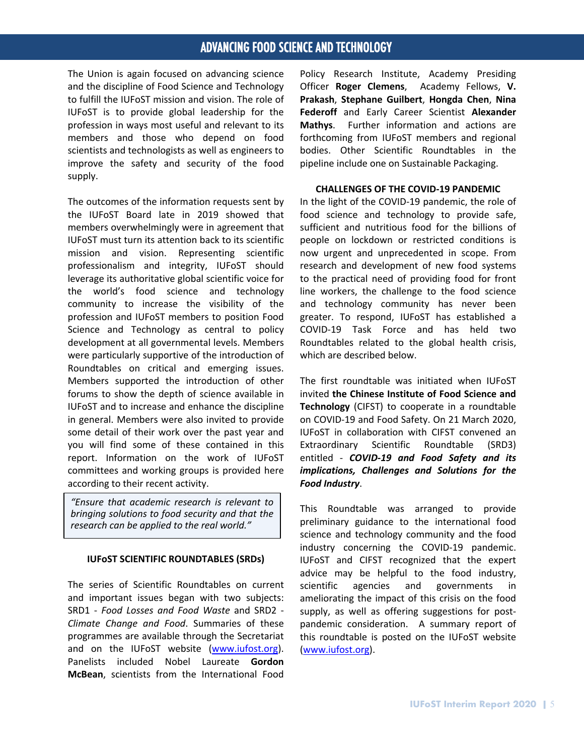# ADVANCING FOOD SCIENCE AND TECHNOLOGY

The Union is again focused on advancing science and the discipline of Food Science and Technology to fulfill the IUFoST mission and vision. The role of IUFoST is to provide global leadership for the profession in ways most useful and relevant to its members and those who depend on food scientists and technologists as well as engineers to improve the safety and security of the food supply.

The outcomes of the information requests sent by the IUFoST Board late in 2019 showed that members overwhelmingly were in agreement that IUFoST must turn its attention back to its scientific mission and vision. Representing scientific professionalism and integrity, IUFoST should leverage its authoritative global scientific voice for the world's food science and technology community to increase the visibility of the profession and IUFoST members to position Food Science and Technology as central to policy development at all governmental levels. Members were particularly supportive of the introduction of Roundtables on critical and emerging issues. Members supported the introduction of other forums to show the depth of science available in IUFoST and to increase and enhance the discipline in general. Members were also invited to provide some detail of their work over the past year and you will find some of these contained in this report. Information on the work of IUFoST committees and working groups is provided here according to their recent activity.

> *"Ensure that academic research is relevant to bringing solutions to food security and that the research can be applied to the real world."*

### IUFoST SCIENTIFIC ROUNDTABLES (SRDs)

The series of Scientific Roundtables on current and important issues began with two subjects: SRD1 - *Food Losses and Food Waste* and SRD2 - *Climate Change and Food*. Summaries of these programmes are available through the Secretariat and on the IUFoST website (www.iufost.org). Panelists included Nobel Laureate **Gordon McBean**, scientists from the International Food Policy Research Institute, Academy Presiding Officer **Roger Clemens**, Academy Fellows, **V. Prakash**, **Stephane Guilbert**, **Hongda Chen**, **Nina Federoff** and Early Career Scientist **Alexander Mathys**. Further information and actions are forthcoming from IUFoST members and regional bodies. Other Scientific Roundtables in the pipeline include one on Sustainable Packaging.

### CHALLENGES OF THE COVID-19 PANDEMIC

In the light of the COVID-19 pandemic, the role of food science and technology to provide safe, sufficient and nutritious food for the billions of people on lockdown or restricted conditions is now urgent and unprecedented in scope. From research and development of new food systems to the practical need of providing food for front line workers, the challenge to the food science and technology community has never been greater. To respond, IUFoST has established a COVID-19 Task Force and has held two Roundtables related to the global health crisis, which are described below.

The first roundtable was initiated when IUFoST invited **the Chinese Institute of Food Science and Technology** (CIFST) to cooperate in a roundtable on COVID-19 and Food Safety. On 21 March 2020, IUFoST in collaboration with CIFST convened an Extraordinary Scientific Roundtable (SRD3) entitled - ***COVID-19 and Food Safety and its implications, Challenges and Solutions for the Food Industry***.

This Roundtable was arranged to provide preliminary guidance to the international food science and technology community and the food industry concerning the COVID-19 pandemic. IUFoST and CIFST recognized that the expert advice may be helpful to the food industry, scientific agencies and governments in ameliorating the impact of this crisis on the food supply, as well as offering suggestions for post-pandemic consideration. A summary report of this roundtable is posted on the IUFoST website (www.iufost.org).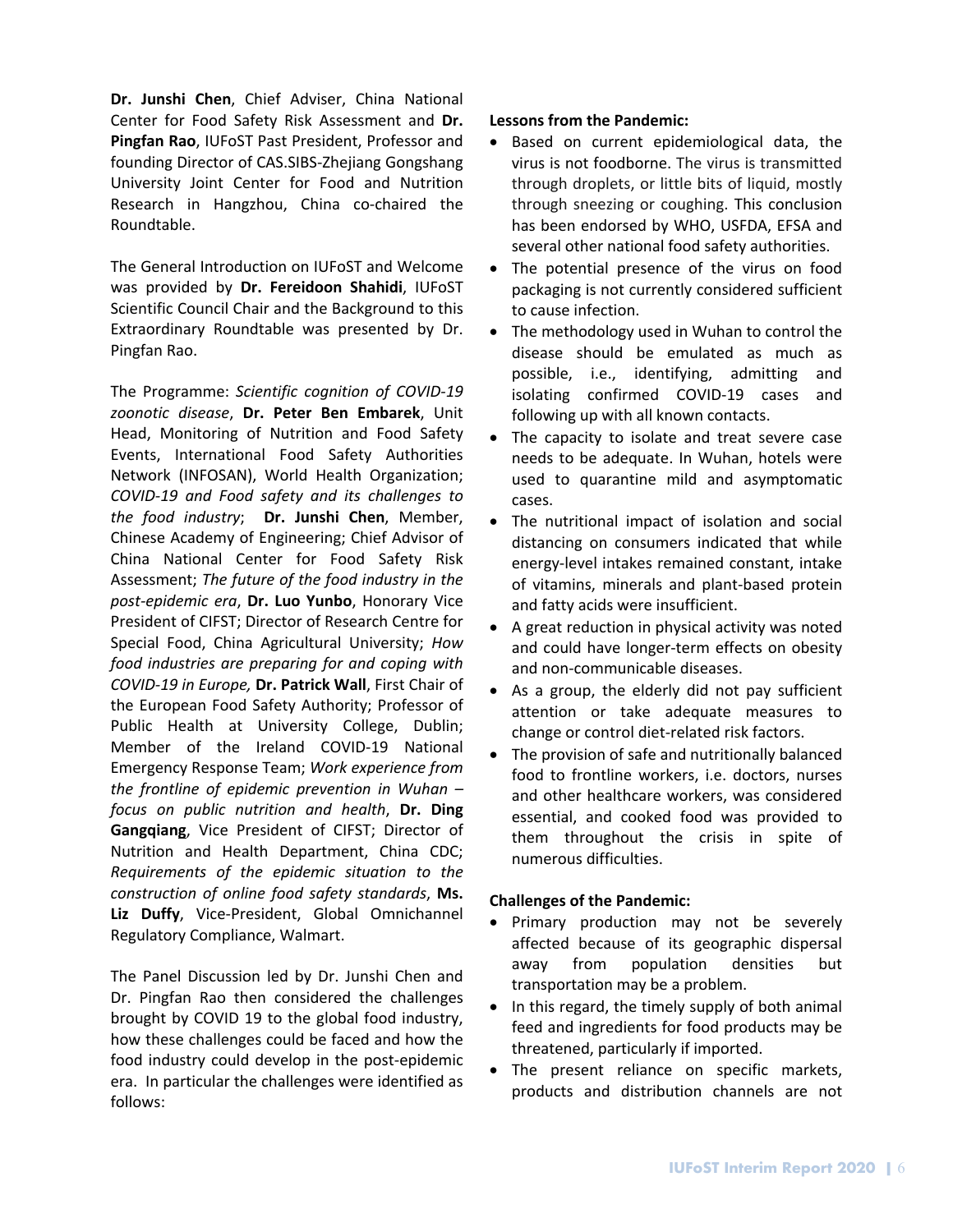**Dr. Junshi Chen**, Chief Adviser, China National Center for Food Safety Risk Assessment and **Dr. Pingfan Rao**, IUFoST Past President, Professor and founding Director of CAS.SIBS-Zhejiang Gongshang University Joint Center for Food and Nutrition Research in Hangzhou, China co-chaired the Roundtable.

The General Introduction on IUFoST and Welcome was provided by **Dr. Fereidoon Shahidi**, IUFoST Scientific Council Chair and the Background to this Extraordinary Roundtable was presented by Dr. Pingfan Rao.

The Programme: *Scientific cognition of COVID-19 zoonotic disease*, **Dr. Peter Ben Embarek**, Unit Head, Monitoring of Nutrition and Food Safety Events, International Food Safety Authorities Network (INFOSAN), World Health Organization; *COVID-19 and Food safety and its challenges to the food industry*; **Dr. Junshi Chen**, Member, Chinese Academy of Engineering; Chief Advisor of China National Center for Food Safety Risk Assessment; *The future of the food industry in the post-epidemic era*, **Dr. Luo Yunbo**, Honorary Vice President of CIFST; Director of Research Centre for Special Food, China Agricultural University; *How food industries are preparing for and coping with COVID-19 in Europe,* **Dr. Patrick Wall**, First Chair of the European Food Safety Authority; Professor of Public Health at University College, Dublin; Member of the Ireland COVID-19 National Emergency Response Team; *Work experience from the frontline of epidemic prevention in Wuhan – focus on public nutrition and health*, **Dr. Ding Gangqiang**, Vice President of CIFST; Director of Nutrition and Health Department, China CDC; *Requirements of the epidemic situation to the construction of online food safety standards*, **Ms. Liz Duffy**, Vice-President, Global Omnichannel Regulatory Compliance, Walmart.

The Panel Discussion led by Dr. Junshi Chen and Dr. Pingfan Rao then considered the challenges brought by COVID 19 to the global food industry, how these challenges could be faced and how the food industry could develop in the post-epidemic era. In particular the challenges were identified as follows:

**Lessons from the Pandemic:**

- Based on current epidemiological data, the virus is not foodborne. The virus is transmitted through droplets, or little bits of liquid, mostly through sneezing or coughing. This conclusion has been endorsed by WHO, USFDA, EFSA and several other national food safety authorities.
- The potential presence of the virus on food packaging is not currently considered sufficient to cause infection.
- The methodology used in Wuhan to control the disease should be emulated as much as possible, i.e., identifying, admitting and isolating confirmed COVID-19 cases and following up with all known contacts.
- The capacity to isolate and treat severe case needs to be adequate. In Wuhan, hotels were used to quarantine mild and asymptomatic cases.
- The nutritional impact of isolation and social distancing on consumers indicated that while energy-level intakes remained constant, intake of vitamins, minerals and plant-based protein and fatty acids were insufficient.
- A great reduction in physical activity was noted and could have longer-term effects on obesity and non-communicable diseases.
- As a group, the elderly did not pay sufficient attention or take adequate measures to change or control diet-related risk factors.
- The provision of safe and nutritionally balanced food to frontline workers, i.e. doctors, nurses and other healthcare workers, was considered essential, and cooked food was provided to them throughout the crisis in spite of numerous difficulties.

**Challenges of the Pandemic:**

- Primary production may not be severely affected because of its geographic dispersal away from population densities but transportation may be a problem.
- In this regard, the timely supply of both animal feed and ingredients for food products may be threatened, particularly if imported.
- The present reliance on specific markets, products and distribution channels are not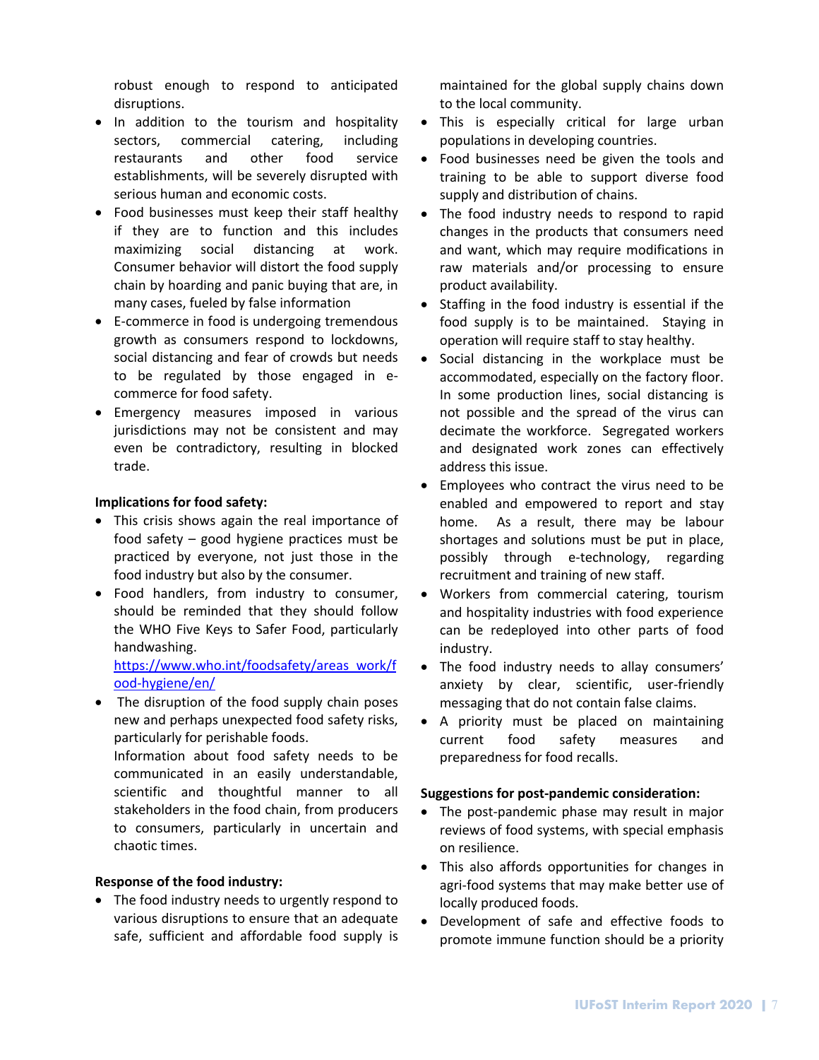robust enough to respond to anticipated disruptions.

- In addition to the tourism and hospitality sectors, commercial catering, including restaurants and other food service establishments, will be severely disrupted with serious human and economic costs.
- Food businesses must keep their staff healthy if they are to function and this includes maximizing social distancing at work. Consumer behavior will distort the food supply chain by hoarding and panic buying that are, in many cases, fueled by false information
- E-commerce in food is undergoing tremendous growth as consumers respond to lockdowns, social distancing and fear of crowds but needs to be regulated by those engaged in e-commerce for food safety.
- Emergency measures imposed in various jurisdictions may not be consistent and may even be contradictory, resulting in blocked trade.

**Implications for food safety:**

- This crisis shows again the real importance of food safety – good hygiene practices must be practiced by everyone, not just those in the food industry but also by the consumer.
- Food handlers, from industry to consumer, should be reminded that they should follow the WHO Five Keys to Safer Food, particularly handwashing. [https://www.who.int/foodsafety/areas_work/food-hygiene/en/](https://www.who.int/foodsafety/areas_work/food-hygiene/en/)
- The disruption of the food supply chain poses new and perhaps unexpected food safety risks, particularly for perishable foods. Information about food safety needs to be communicated in an easily understandable, scientific and thoughtful manner to all stakeholders in the food chain, from producers to consumers, particularly in uncertain and chaotic times.

**Response of the food industry:**

- The food industry needs to urgently respond to various disruptions to ensure that an adequate safe, sufficient and affordable food supply is maintained for the global supply chains down to the local community.
- This is especially critical for large urban populations in developing countries.
- Food businesses need be given the tools and training to be able to support diverse food supply and distribution of chains.
- The food industry needs to respond to rapid changes in the products that consumers need and want, which may require modifications in raw materials and/or processing to ensure product availability.
- Staffing in the food industry is essential if the food supply is to be maintained. Staying in operation will require staff to stay healthy.
- Social distancing in the workplace must be accommodated, especially on the factory floor. In some production lines, social distancing is not possible and the spread of the virus can decimate the workforce. Segregated workers and designated work zones can effectively address this issue.
- Employees who contract the virus need to be enabled and empowered to report and stay home. As a result, there may be labour shortages and solutions must be put in place, possibly through e-technology, regarding recruitment and training of new staff.
- Workers from commercial catering, tourism and hospitality industries with food experience can be redeployed into other parts of food industry.
- The food industry needs to allay consumers' anxiety by clear, scientific, user-friendly messaging that do not contain false claims.
- A priority must be placed on maintaining current food safety measures and preparedness for food recalls.

**Suggestions for post-pandemic consideration:**

- The post-pandemic phase may result in major reviews of food systems, with special emphasis on resilience.
- This also affords opportunities for changes in agri-food systems that may make better use of locally produced foods.
- Development of safe and effective foods to promote immune function should be a priority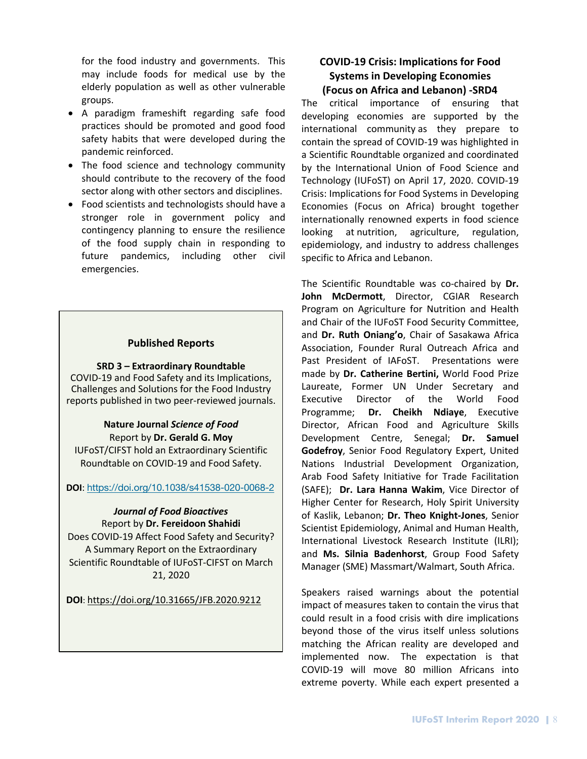for the food industry and governments. This may include foods for medical use by the elderly population as well as other vulnerable groups.

- A paradigm frameshift regarding safe food practices should be promoted and good food safety habits that were developed during the pandemic reinforced.
- The food science and technology community should contribute to the recovery of the food sector along with other sectors and disciplines.
- Food scientists and technologists should have a stronger role in government policy and contingency planning to ensure the resilience of the food supply chain in responding to future pandemics, including other civil emergencies.

### Published Reports

**SRD 3 – Extraordinary Roundtable**
COVID-19 and Food Safety and its Implications, Challenges and Solutions for the Food Industry reports published in two peer-reviewed journals.

**Nature Journal *Science of Food***
Report by **Dr. Gerald G. Moy**
IUFoST/CIFST hold an Extraordinary Scientific Roundtable on COVID-19 and Food Safety.

**DOI**: https://doi.org/10.1038/s41538-020-0068-2

***Journal of Food Bioactives***
Report by **Dr. Fereidoon Shahidi**
Does COVID-19 Affect Food Safety and Security? A Summary Report on the Extraordinary Scientific Roundtable of IUFoST-CIFST on March 21, 2020

**DOI**: https://doi.org/10.31665/JFB.2020.9212

## COVID-19 Crisis: Implications for Food Systems in Developing Economies (Focus on Africa and Lebanon) -SRD4

The critical importance of ensuring that developing economies are supported by the international community as they prepare to contain the spread of COVID-19 was highlighted in a Scientific Roundtable organized and coordinated by the International Union of Food Science and Technology (IUFoST) on April 17, 2020. COVID-19 Crisis: Implications for Food Systems in Developing Economies (Focus on Africa) brought together internationally renowned experts in food science looking at nutrition, agriculture, regulation, epidemiology, and industry to address challenges specific to Africa and Lebanon.

The Scientific Roundtable was co-chaired by **Dr. John McDermott**, Director, CGIAR Research Program on Agriculture for Nutrition and Health and Chair of the IUFoST Food Security Committee, and **Dr. Ruth Oniang'o**, Chair of Sasakawa Africa Association, Founder Rural Outreach Africa and Past President of IAFoST. Presentations were made by **Dr. Catherine Bertini,** World Food Prize Laureate, Former UN Under Secretary and Executive Director of the World Food Programme; **Dr. Cheikh Ndiaye**, Executive Director, African Food and Agriculture Skills Development Centre, Senegal; **Dr. Samuel Godefroy**, Senior Food Regulatory Expert, United Nations Industrial Development Organization, Arab Food Safety Initiative for Trade Facilitation (SAFE); **Dr. Lara Hanna Wakim**, Vice Director of Higher Center for Research, Holy Spirit University of Kaslik, Lebanon; **Dr. Theo Knight-Jones**, Senior Scientist Epidemiology, Animal and Human Health, International Livestock Research Institute (ILRI); and **Ms. Silnia Badenhorst**, Group Food Safety Manager (SME) Massmart/Walmart, South Africa.

Speakers raised warnings about the potential impact of measures taken to contain the virus that could result in a food crisis with dire implications beyond those of the virus itself unless solutions matching the African reality are developed and implemented now. The expectation is that COVID-19 will move 80 million Africans into extreme poverty. While each expert presented a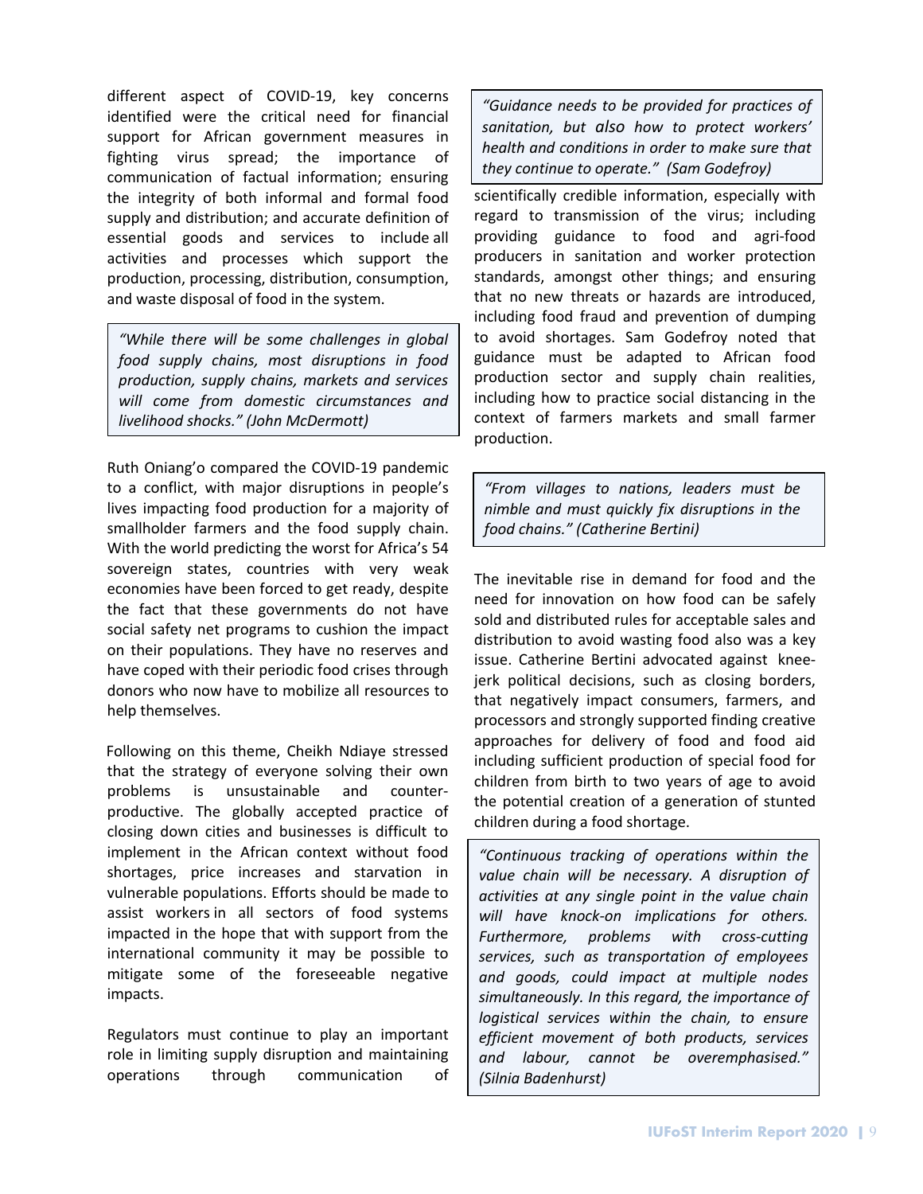different aspect of COVID-19, key concerns identified were the critical need for financial support for African government measures in fighting virus spread; the importance of communication of factual information; ensuring the integrity of both informal and formal food supply and distribution; and accurate definition of essential goods and services to include all activities and processes which support the production, processing, distribution, consumption, and waste disposal of food in the system.

> *"While there will be some challenges in global food supply chains, most disruptions in food production, supply chains, markets and services will come from domestic circumstances and livelihood shocks." (John McDermott)*

Ruth Oniang'o compared the COVID-19 pandemic to a conflict, with major disruptions in people's lives impacting food production for a majority of smallholder farmers and the food supply chain. With the world predicting the worst for Africa's 54 sovereign states, countries with very weak economies have been forced to get ready, despite the fact that these governments do not have social safety net programs to cushion the impact on their populations. They have no reserves and have coped with their periodic food crises through donors who now have to mobilize all resources to help themselves.

Following on this theme, Cheikh Ndiaye stressed that the strategy of everyone solving their own problems is unsustainable and counter-productive. The globally accepted practice of closing down cities and businesses is difficult to implement in the African context without food shortages, price increases and starvation in vulnerable populations. Efforts should be made to assist workers in all sectors of food systems impacted in the hope that with support from the international community it may be possible to mitigate some of the foreseeable negative impacts.

Regulators must continue to play an important role in limiting supply disruption and maintaining operations through communication of scientifically credible information, especially with regard to transmission of the virus; including providing guidance to food and agri-food producers in sanitation and worker protection standards, amongst other things; and ensuring that no new threats or hazards are introduced, including food fraud and prevention of dumping to avoid shortages. Sam Godefroy noted that guidance must be adapted to African food production sector and supply chain realities, including how to practice social distancing in the context of farmers markets and small farmer production.

> *"Guidance needs to be provided for practices of sanitation, but also how to protect workers' health and conditions in order to make sure that they continue to operate." (Sam Godefroy)*

> *"From villages to nations, leaders must be nimble and must quickly fix disruptions in the food chains." (Catherine Bertini)*

The inevitable rise in demand for food and the need for innovation on how food can be safely sold and distributed rules for acceptable sales and distribution to avoid wasting food also was a key issue. Catherine Bertini advocated against knee-jerk political decisions, such as closing borders, that negatively impact consumers, farmers, and processors and strongly supported finding creative approaches for delivery of food and food aid including sufficient production of special food for children from birth to two years of age to avoid the potential creation of a generation of stunted children during a food shortage.

> *"Continuous tracking of operations within the value chain will be necessary. A disruption of activities at any single point in the value chain will have knock-on implications for others. Furthermore, problems with cross-cutting services, such as transportation of employees and goods, could impact at multiple nodes simultaneously. In this regard, the importance of logistical services within the chain, to ensure efficient movement of both products, services and labour, cannot be overemphasised." (Silnia Badenhurst)*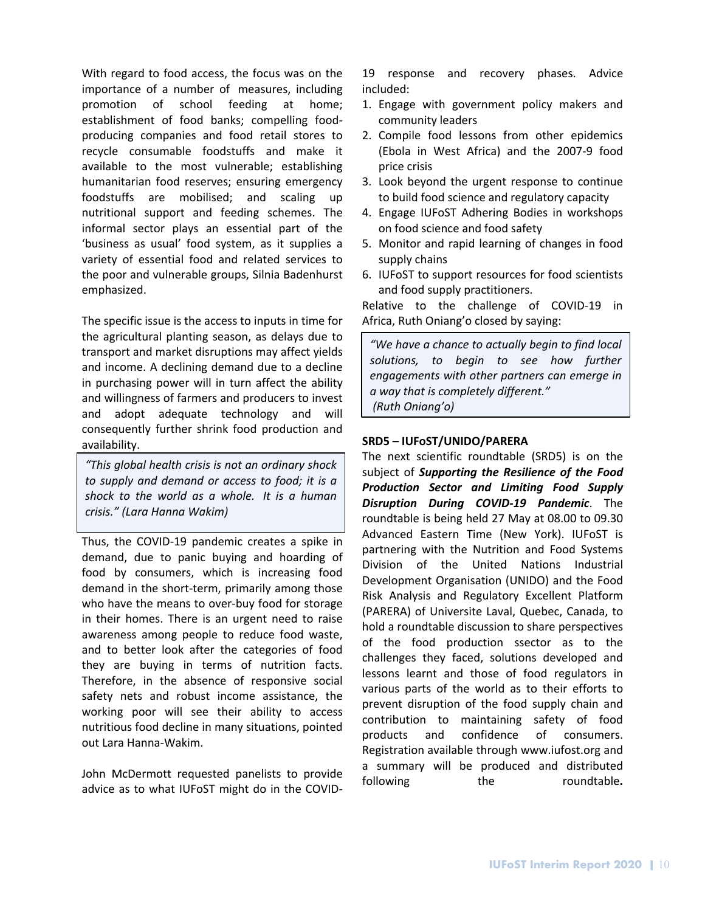With regard to food access, the focus was on the importance of a number of measures, including promotion of school feeding at home; establishment of food banks; compelling food-producing companies and food retail stores to recycle consumable foodstuffs and make it available to the most vulnerable; establishing humanitarian food reserves; ensuring emergency foodstuffs are mobilised; and scaling up nutritional support and feeding schemes. The informal sector plays an essential part of the 'business as usual' food system, as it supplies a variety of essential food and related services to the poor and vulnerable groups, Silnia Badenhurst emphasized.

The specific issue is the access to inputs in time for the agricultural planting season, as delays due to transport and market disruptions may affect yields and income. A declining demand due to a decline in purchasing power will in turn affect the ability and willingness of farmers and producers to invest and adopt adequate technology and will consequently further shrink food production and availability.

> *"This global health crisis is not an ordinary shock to supply and demand or access to food; it is a shock to the world as a whole. It is a human crisis." (Lara Hanna Wakim)*

Thus, the COVID-19 pandemic creates a spike in demand, due to panic buying and hoarding of food by consumers, which is increasing food demand in the short-term, primarily among those who have the means to over-buy food for storage in their homes. There is an urgent need to raise awareness among people to reduce food waste, and to better look after the categories of food they are buying in terms of nutrition facts. Therefore, in the absence of responsive social safety nets and robust income assistance, the working poor will see their ability to access nutritious food decline in many situations, pointed out Lara Hanna-Wakim.

John McDermott requested panelists to provide advice as to what IUFoST might do in the COVID-19 response and recovery phases. Advice included:

1. Engage with government policy makers and community leaders
2. Compile food lessons from other epidemics (Ebola in West Africa) and the 2007-9 food price crisis
3. Look beyond the urgent response to continue to build food science and regulatory capacity
4. Engage IUFoST Adhering Bodies in workshops on food science and food safety
5. Monitor and rapid learning of changes in food supply chains
6. IUFoST to support resources for food scientists and food supply practitioners.

Relative to the challenge of COVID-19 in Africa, Ruth Oniang'o closed by saying:

> *"We have a chance to actually begin to find local solutions, to begin to see how further engagements with other partners can emerge in a way that is completely different."*
> *(Ruth Oniang'o)*

**SRD5 – IUFoST/UNIDO/PARERA**

The next scientific roundtable (SRD5) is on the subject of ***Supporting the Resilience of the Food Production Sector and Limiting Food Supply Disruption During COVID-19 Pandemic***. The roundtable is being held 27 May at 08.00 to 09.30 Advanced Eastern Time (New York). IUFoST is partnering with the Nutrition and Food Systems Division of the United Nations Industrial Development Organisation (UNIDO) and the Food Risk Analysis and Regulatory Excellent Platform (PARERA) of Universite Laval, Quebec, Canada, to hold a roundtable discussion to share perspectives of the food production ssector as to the challenges they faced, solutions developed and lessons learnt and those of food regulators in various parts of the world as to their efforts to prevent disruption of the food supply chain and contribution to maintaining safety of food products and confidence of consumers. Registration available through www.iufost.org and a summary will be produced and distributed following the roundtable**.**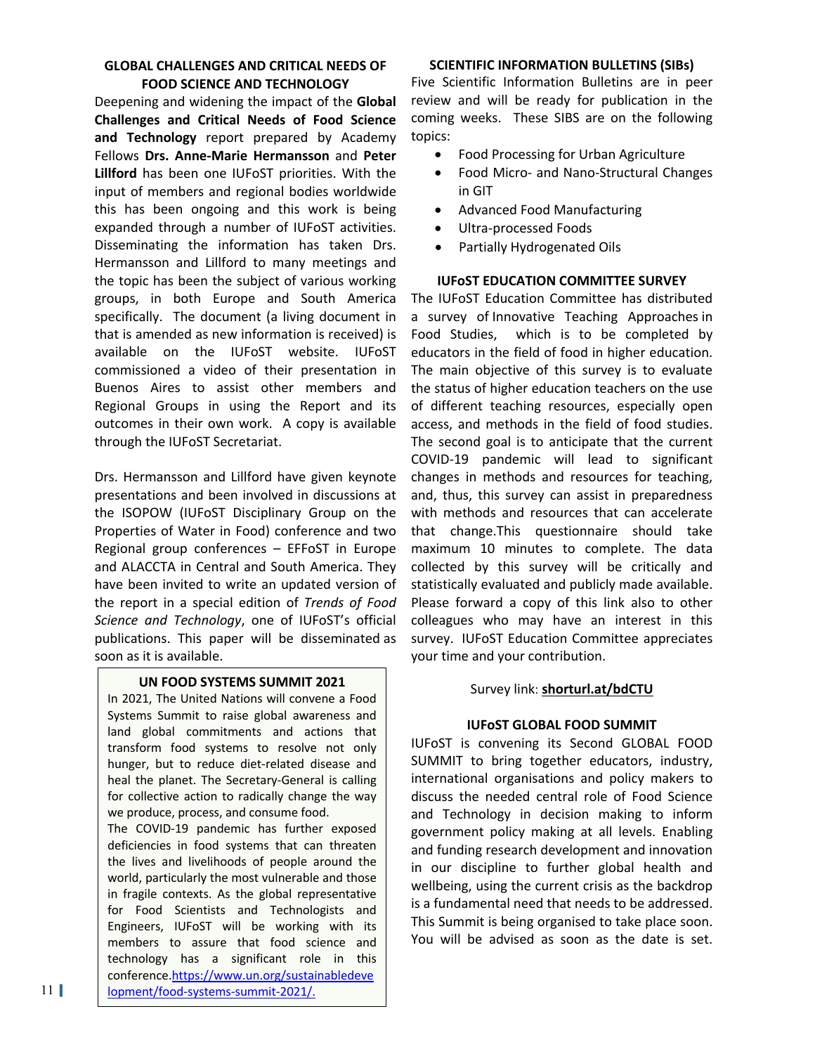## GLOBAL CHALLENGES AND CRITICAL NEEDS OF FOOD SCIENCE AND TECHNOLOGY

Deepening and widening the impact of the **Global Challenges and Critical Needs of Food Science and Technology** report prepared by Academy Fellows **Drs. Anne-Marie Hermansson** and **Peter Lillford** has been one IUFoST priorities. With the input of members and regional bodies worldwide this has been ongoing and this work is being expanded through a number of IUFoST activities. Disseminating the information has taken Drs. Hermansson and Lillford to many meetings and the topic has been the subject of various working groups, in both Europe and South America specifically. The document (a living document in that is amended as new information is received) is available on the IUFoST website. IUFoST commissioned a video of their presentation in Buenos Aires to assist other members and Regional Groups in using the Report and its outcomes in their own work. A copy is available through the IUFoST Secretariat.

Drs. Hermansson and Lillford have given keynote presentations and been involved in discussions at the ISOPOW (IUFoST Disciplinary Group on the Properties of Water in Food) conference and two Regional group conferences – EFFoST in Europe and ALACCTA in Central and South America. They have been invited to write an updated version of the report in a special edition of *Trends of Food Science and Technology*, one of IUFoST's official publications. This paper will be disseminated as soon as it is available.

## UN FOOD SYSTEMS SUMMIT 2021

In 2021, The United Nations will convene a Food Systems Summit to raise global awareness and land global commitments and actions that transform food systems to resolve not only hunger, but to reduce diet-related disease and heal the planet. The Secretary-General is calling for collective action to radically change the way we produce, process, and consume food.

The COVID-19 pandemic has further exposed deficiencies in food systems that can threaten the lives and livelihoods of people around the world, particularly the most vulnerable and those in fragile contexts. As the global representative for Food Scientists and Technologists and Engineers, IUFoST will be working with its members to assure that food science and technology has a significant role in this conference.https://www.un.org/sustainabledevelopment/food-systems-summit-2021/.

## SCIENTIFIC INFORMATION BULLETINS (SIBs)

Five Scientific Information Bulletins are in peer review and will be ready for publication in the coming weeks. These SIBS are on the following topics:

- Food Processing for Urban Agriculture
- Food Micro- and Nano-Structural Changes in GIT
- Advanced Food Manufacturing
- Ultra-processed Foods
- Partially Hydrogenated Oils

## IUFoST EDUCATION COMMITTEE SURVEY

The IUFoST Education Committee has distributed a survey of Innovative Teaching Approaches in Food Studies, which is to be completed by educators in the field of food in higher education. The main objective of this survey is to evaluate the status of higher education teachers on the use of different teaching resources, especially open access, and methods in the field of food studies. The second goal is to anticipate that the current COVID-19 pandemic will lead to significant changes in methods and resources for teaching, and, thus, this survey can assist in preparedness with methods and resources that can accelerate that change.This questionnaire should take maximum 10 minutes to complete. The data collected by this survey will be critically and statistically evaluated and publicly made available. Please forward a copy of this link also to other colleagues who may have an interest in this survey. IUFoST Education Committee appreciates your time and your contribution.

Survey link: **shorturl.at/bdCTU**

## IUFoST GLOBAL FOOD SUMMIT

IUFoST is convening its Second GLOBAL FOOD SUMMIT to bring together educators, industry, international organisations and policy makers to discuss the needed central role of Food Science and Technology in decision making to inform government policy making at all levels. Enabling and funding research development and innovation in our discipline to further global health and wellbeing, using the current crisis as the backdrop is a fundamental need that needs to be addressed. This Summit is being organised to take place soon. You will be advised as soon as the date is set.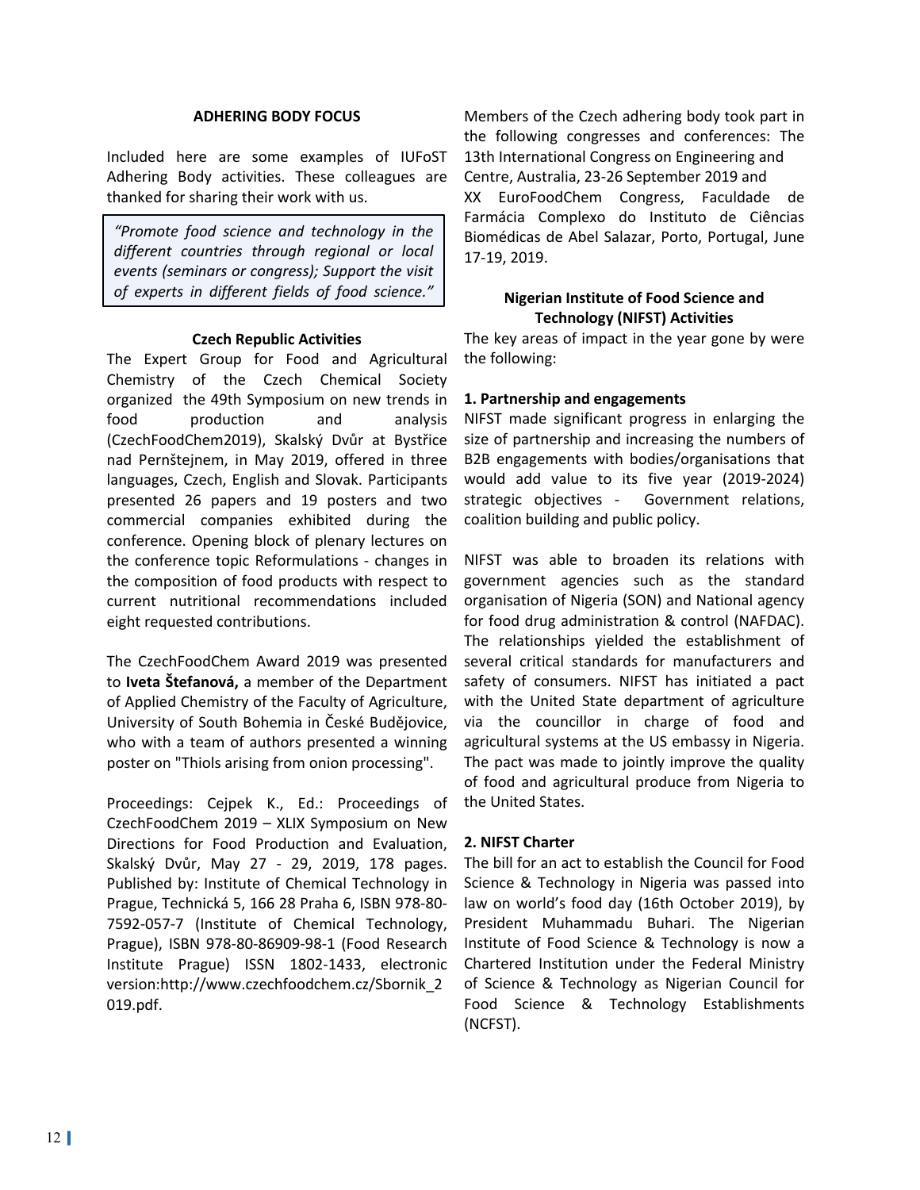## ADHERING BODY FOCUS

Included here are some examples of IUFoST Adhering Body activities. These colleagues are thanked for sharing their work with us.

> *"Promote food science and technology in the different countries through regional or local events (seminars or congress); Support the visit of experts in different fields of food science."*

### Czech Republic Activities

The Expert Group for Food and Agricultural Chemistry of the Czech Chemical Society organized the 49th Symposium on new trends in food production and analysis (CzechFoodChem2019), Skalský Dvůr at Bystřice nad Pernštejnem, in May 2019, offered in three languages, Czech, English and Slovak. Participants presented 26 papers and 19 posters and two commercial companies exhibited during the conference. Opening block of plenary lectures on the conference topic Reformulations - changes in the composition of food products with respect to current nutritional recommendations included eight requested contributions.

The CzechFoodChem Award 2019 was presented to **Iveta Štefanová,** a member of the Department of Applied Chemistry of the Faculty of Agriculture, University of South Bohemia in České Budějovice, who with a team of authors presented a winning poster on "Thiols arising from onion processing".

Proceedings: Cejpek K., Ed.: Proceedings of CzechFoodChem 2019 – XLIX Symposium on New Directions for Food Production and Evaluation, Skalský Dvůr, May 27 - 29, 2019, 178 pages. Published by: Institute of Chemical Technology in Prague, Technická 5, 166 28 Praha 6, ISBN 978-80-7592-057-7 (Institute of Chemical Technology, Prague), ISBN 978-80-86909-98-1 (Food Research Institute Prague) ISSN 1802-1433, electronic version:http://www.czechfoodchem.cz/Sbornik_2019.pdf.

Members of the Czech adhering body took part in the following congresses and conferences: The 13th International Congress on Engineering and Centre, Australia, 23-26 September 2019 and XX EuroFoodChem Congress, Faculdade de Farmácia Complexo do Instituto de Ciências Biomédicas de Abel Salazar, Porto, Portugal, June 17-19, 2019.

### Nigerian Institute of Food Science and Technology (NIFST) Activities

The key areas of impact in the year gone by were the following:

**1. Partnership and engagements**

NIFST made significant progress in enlarging the size of partnership and increasing the numbers of B2B engagements with bodies/organisations that would add value to its five year (2019-2024) strategic objectives - Government relations, coalition building and public policy.

NIFST was able to broaden its relations with government agencies such as the standard organisation of Nigeria (SON) and National agency for food drug administration & control (NAFDAC). The relationships yielded the establishment of several critical standards for manufacturers and safety of consumers. NIFST has initiated a pact with the United State department of agriculture via the councillor in charge of food and agricultural systems at the US embassy in Nigeria. The pact was made to jointly improve the quality of food and agricultural produce from Nigeria to the United States.

**2. NIFST Charter**

The bill for an act to establish the Council for Food Science & Technology in Nigeria was passed into law on world's food day (16th October 2019), by President Muhammadu Buhari. The Nigerian Institute of Food Science & Technology is now a Chartered Institution under the Federal Ministry of Science & Technology as Nigerian Council for Food Science & Technology Establishments (NCFST).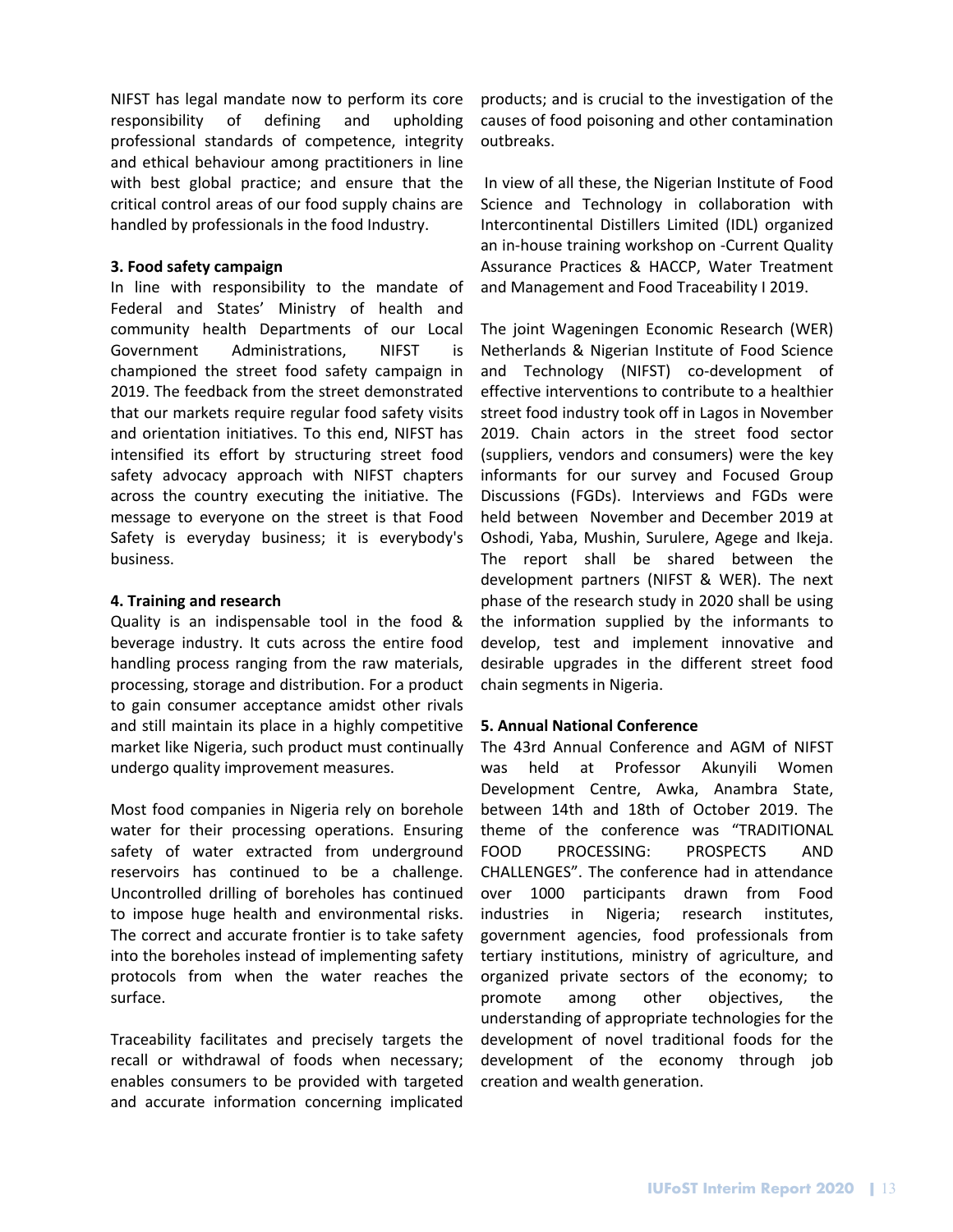NIFST has legal mandate now to perform its core responsibility of defining and upholding professional standards of competence, integrity and ethical behaviour among practitioners in line with best global practice; and ensure that the critical control areas of our food supply chains are handled by professionals in the food Industry.

**3. Food safety campaign**

In line with responsibility to the mandate of Federal and States' Ministry of health and community health Departments of our Local Government Administrations, NIFST is championed the street food safety campaign in 2019. The feedback from the street demonstrated that our markets require regular food safety visits and orientation initiatives. To this end, NIFST has intensified its effort by structuring street food safety advocacy approach with NIFST chapters across the country executing the initiative. The message to everyone on the street is that Food Safety is everyday business; it is everybody's business.

**4. Training and research**

Quality is an indispensable tool in the food & beverage industry. It cuts across the entire food handling process ranging from the raw materials, processing, storage and distribution. For a product to gain consumer acceptance amidst other rivals and still maintain its place in a highly competitive market like Nigeria, such product must continually undergo quality improvement measures.

Most food companies in Nigeria rely on borehole water for their processing operations. Ensuring safety of water extracted from underground reservoirs has continued to be a challenge. Uncontrolled drilling of boreholes has continued to impose huge health and environmental risks. The correct and accurate frontier is to take safety into the boreholes instead of implementing safety protocols from when the water reaches the surface.

Traceability facilitates and precisely targets the recall or withdrawal of foods when necessary; enables consumers to be provided with targeted and accurate information concerning implicated products; and is crucial to the investigation of the causes of food poisoning and other contamination outbreaks.

In view of all these, the Nigerian Institute of Food Science and Technology in collaboration with Intercontinental Distillers Limited (IDL) organized an in-house training workshop on -Current Quality Assurance Practices & HACCP, Water Treatment and Management and Food Traceability I 2019.

The joint Wageningen Economic Research (WER) Netherlands & Nigerian Institute of Food Science and Technology (NIFST) co-development of effective interventions to contribute to a healthier street food industry took off in Lagos in November 2019. Chain actors in the street food sector (suppliers, vendors and consumers) were the key informants for our survey and Focused Group Discussions (FGDs). Interviews and FGDs were held between November and December 2019 at Oshodi, Yaba, Mushin, Surulere, Agege and Ikeja. The report shall be shared between the development partners (NIFST & WER). The next phase of the research study in 2020 shall be using the information supplied by the informants to develop, test and implement innovative and desirable upgrades in the different street food chain segments in Nigeria.

**5. Annual National Conference**

The 43rd Annual Conference and AGM of NIFST was held at Professor Akunyili Women Development Centre, Awka, Anambra State, between 14th and 18th of October 2019. The theme of the conference was "TRADITIONAL FOOD PROCESSING: PROSPECTS AND CHALLENGES". The conference had in attendance over 1000 participants drawn from Food industries in Nigeria; research institutes, government agencies, food professionals from tertiary institutions, ministry of agriculture, and organized private sectors of the economy; to promote among other objectives, the understanding of appropriate technologies for the development of novel traditional foods for the development of the economy through job creation and wealth generation.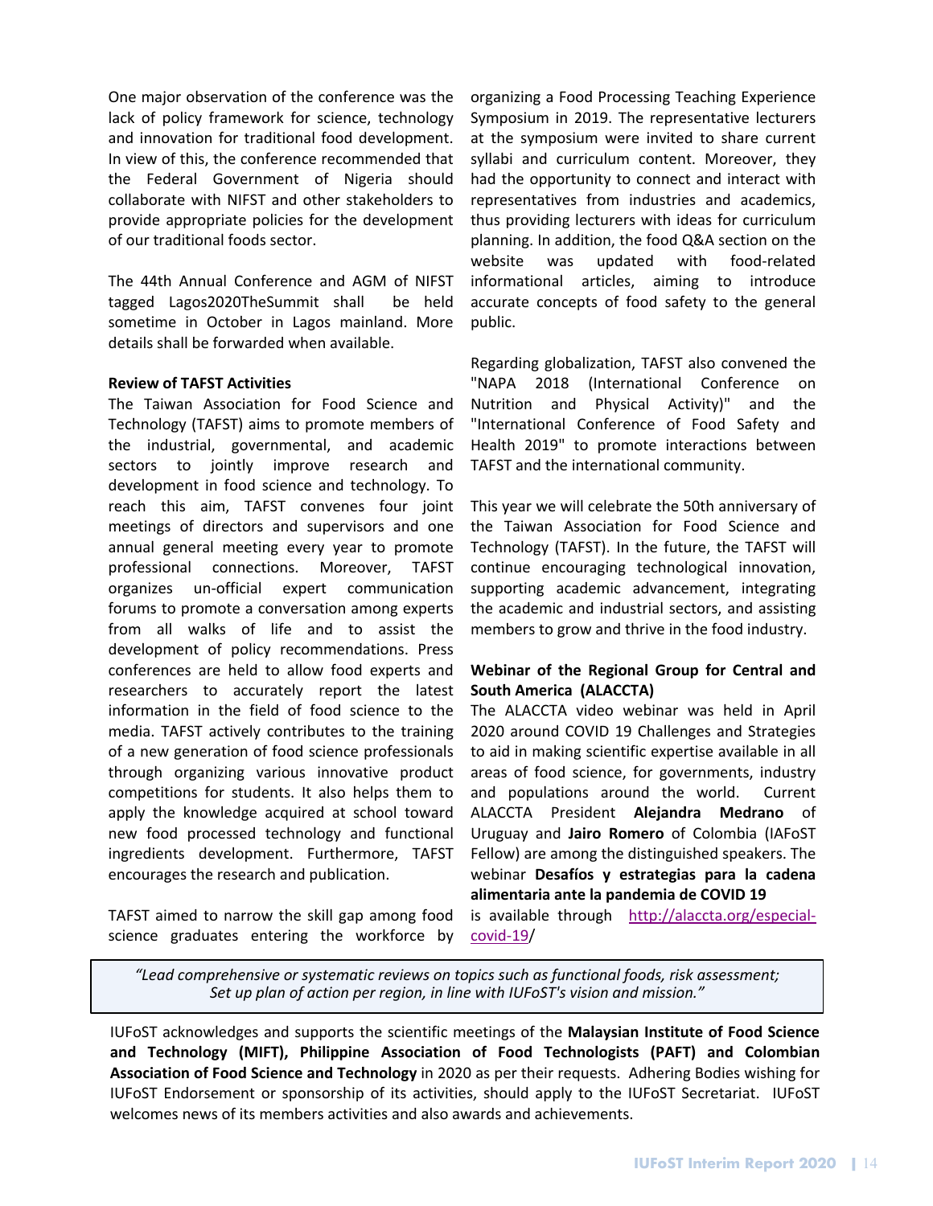One major observation of the conference was the lack of policy framework for science, technology and innovation for traditional food development. In view of this, the conference recommended that the Federal Government of Nigeria should collaborate with NIFST and other stakeholders to provide appropriate policies for the development of our traditional foods sector.

The 44th Annual Conference and AGM of NIFST tagged Lagos2020TheSummit shall be held sometime in October in Lagos mainland. More details shall be forwarded when available.

**Review of TAFST Activities**

The Taiwan Association for Food Science and Technology (TAFST) aims to promote members of the industrial, governmental, and academic sectors to jointly improve research and development in food science and technology. To reach this aim, TAFST convenes four joint meetings of directors and supervisors and one annual general meeting every year to promote professional connections. Moreover, TAFST organizes un-official expert communication forums to promote a conversation among experts from all walks of life and to assist the development of policy recommendations. Press conferences are held to allow food experts and researchers to accurately report the latest information in the field of food science to the media. TAFST actively contributes to the training of a new generation of food science professionals through organizing various innovative product competitions for students. It also helps them to apply the knowledge acquired at school toward new food processed technology and functional ingredients development. Furthermore, TAFST encourages the research and publication.

TAFST aimed to narrow the skill gap among food science graduates entering the workforce by organizing a Food Processing Teaching Experience Symposium in 2019. The representative lecturers at the symposium were invited to share current syllabi and curriculum content. Moreover, they had the opportunity to connect and interact with representatives from industries and academics, thus providing lecturers with ideas for curriculum planning. In addition, the food Q&A section on the website was updated with food-related informational articles, aiming to introduce accurate concepts of food safety to the general public.

Regarding globalization, TAFST also convened the "NAPA 2018 (International Conference on Nutrition and Physical Activity)" and the "International Conference of Food Safety and Health 2019" to promote interactions between TAFST and the international community.

This year we will celebrate the 50th anniversary of the Taiwan Association for Food Science and Technology (TAFST). In the future, the TAFST will continue encouraging technological innovation, supporting academic advancement, integrating the academic and industrial sectors, and assisting members to grow and thrive in the food industry.

**Webinar of the Regional Group for Central and South America (ALACCTA)**

The ALACCTA video webinar was held in April 2020 around COVID 19 Challenges and Strategies to aid in making scientific expertise available in all areas of food science, for governments, industry and populations around the world. Current ALACCTA President **Alejandra Medrano** of Uruguay and **Jairo Romero** of Colombia (IAFoST Fellow) are among the distinguished speakers. The webinar **Desafíos y estrategias para la cadena alimentaria ante la pandemia de COVID 19** is available through http://alaccta.org/especial-covid-19/

*"Lead comprehensive or systematic reviews on topics such as functional foods, risk assessment; Set up plan of action per region, in line with IUFoST's vision and mission."*

IUFoST acknowledges and supports the scientific meetings of the **Malaysian Institute of Food Science and Technology (MIFT), Philippine Association of Food Technologists (PAFT) and Colombian Association of Food Science and Technology** in 2020 as per their requests. Adhering Bodies wishing for IUFoST Endorsement or sponsorship of its activities, should apply to the IUFoST Secretariat. IUFoST welcomes news of its members activities and also awards and achievements.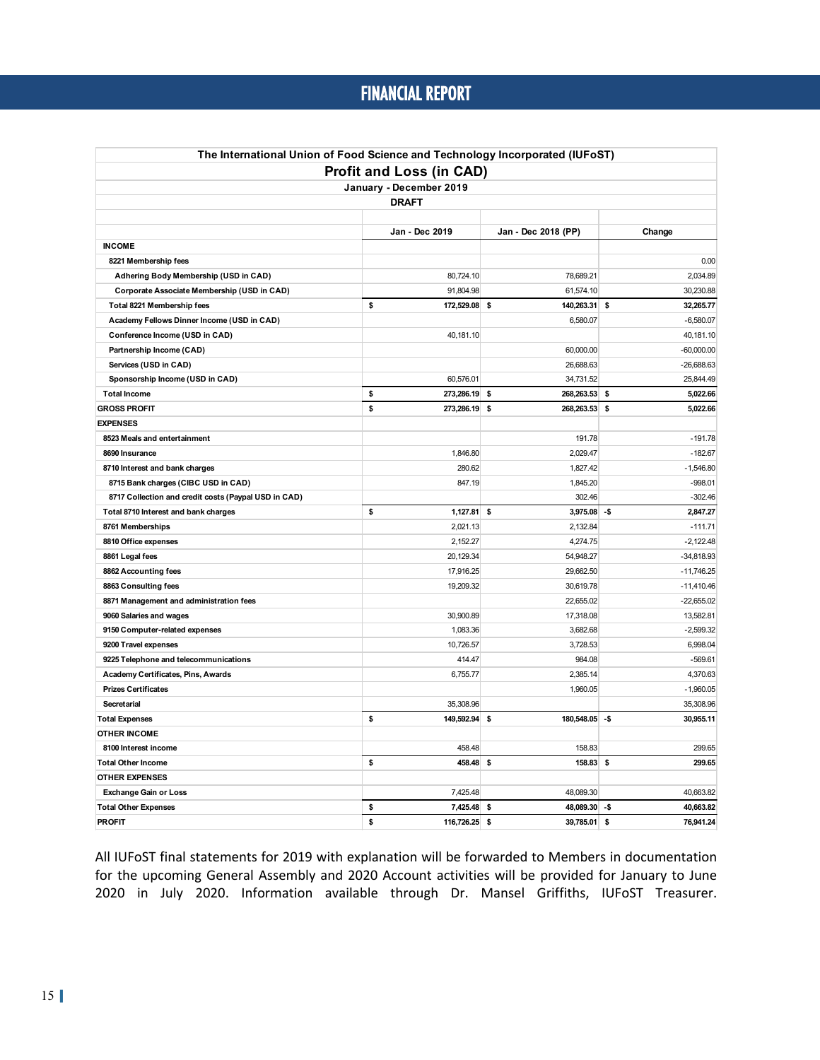# FINANCIAL REPORT

**The International Union of Food Science and Technology Incorporated (IUFoST)**

**Profit and Loss (in CAD)**

**January - December 2019**

**DRAFT**

| | Jan - Dec 2019 | Jan - Dec 2018 (PP) | Change |
|---|---|---|---|
| **INCOME** | | | |
| **8221 Membership fees** | | | 0.00 |
| **Adhering Body Membership (USD in CAD)** | 80,724.10 | 78,689.21 | 2,034.89 |
| **Corporate Associate Membership (USD in CAD)** | 91,804.98 | 61,574.10 | 30,230.88 |
| **Total 8221 Membership fees** | **$ 172,529.08** | **$ 140,263.31** | **$ 32,265.77** |
| **Academy Fellows Dinner Income (USD in CAD)** | | 6,580.07 | -6,580.07 |
| **Conference Income (USD in CAD)** | 40,181.10 | | 40,181.10 |
| **Partnership Income (CAD)** | | 60,000.00 | -60,000.00 |
| **Services (USD in CAD)** | | 26,688.63 | -26,688.63 |
| **Sponsorship Income (USD in CAD)** | 60,576.01 | 34,731.52 | 25,844.49 |
| **Total Income** | **$ 273,286.19** | **$ 268,263.53** | **$ 5,022.66** |
| **GROSS PROFIT** | **$ 273,286.19** | **$ 268,263.53** | **$ 5,022.66** |
| **EXPENSES** | | | |
| **8523 Meals and entertainment** | | 191.78 | -191.78 |
| **8690 Insurance** | 1,846.80 | 2,029.47 | -182.67 |
| **8710 Interest and bank charges** | 280.62 | 1,827.42 | -1,546.80 |
| **8715 Bank charges (CIBC USD in CAD)** | 847.19 | 1,845.20 | -998.01 |
| **8717 Collection and credit costs (Paypal USD in CAD)** | | 302.46 | -302.46 |
| **Total 8710 Interest and bank charges** | **$ 1,127.81** | **$ 3,975.08** | **-$ 2,847.27** |
| **8761 Memberships** | 2,021.13 | 2,132.84 | -111.71 |
| **8810 Office expenses** | 2,152.27 | 4,274.75 | -2,122.48 |
| **8861 Legal fees** | 20,129.34 | 54,948.27 | -34,818.93 |
| **8862 Accounting fees** | 17,916.25 | 29,662.50 | -11,746.25 |
| **8863 Consulting fees** | 19,209.32 | 30,619.78 | -11,410.46 |
| **8871 Management and administration fees** | | 22,655.02 | -22,655.02 |
| **9060 Salaries and wages** | 30,900.89 | 17,318.08 | 13,582.81 |
| **9150 Computer-related expenses** | 1,083.36 | 3,682.68 | -2,599.32 |
| **9200 Travel expenses** | 10,726.57 | 3,728.53 | 6,998.04 |
| **9225 Telephone and telecommunications** | 414.47 | 984.08 | -569.61 |
| **Academy Certificates, Pins, Awards** | 6,755.77 | 2,385.14 | 4,370.63 |
| **Prizes Certificates** | | 1,960.05 | -1,960.05 |
| **Secretarial** | 35,308.96 | | 35,308.96 |
| **Total Expenses** | **$ 149,592.94** | **$ 180,548.05** | **-$ 30,955.11** |
| **OTHER INCOME** | | | |
| **8100 Interest income** | 458.48 | 158.83 | 299.65 |
| **Total Other Income** | **$ 458.48** | **$ 158.83** | **$ 299.65** |
| **OTHER EXPENSES** | | | |
| **Exchange Gain or Loss** | 7,425.48 | 48,089.30 | 40,663.82 |
| **Total Other Expenses** | **$ 7,425.48** | **$ 48,089.30** | **-$ 40,663.82** |
| **PROFIT** | **$ 116,726.25** | **$ 39,785.01** | **$ 76,941.24** |

All IUFoST final statements for 2019 with explanation will be forwarded to Members in documentation for the upcoming General Assembly and 2020 Account activities will be provided for January to June 2020 in July 2020. Information available through Dr. Mansel Griffiths, IUFoST Treasurer.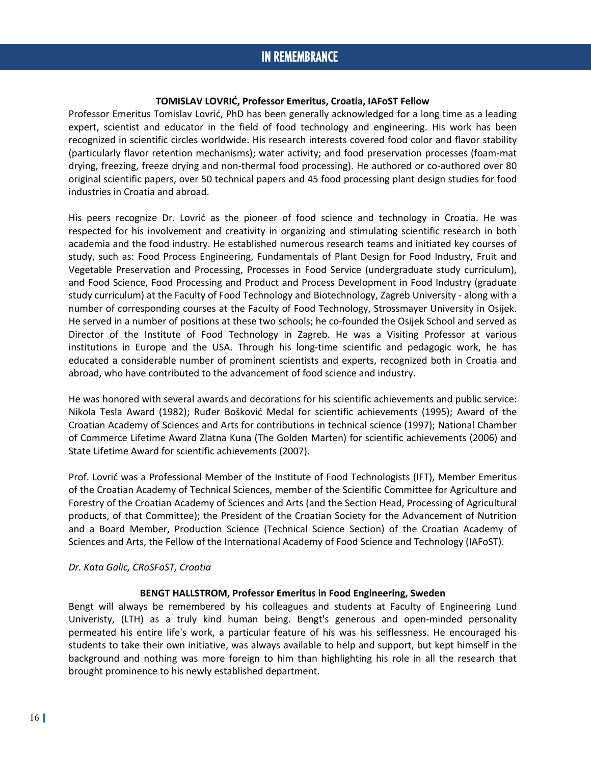# IN REMEMBRANCE

**TOMISLAV LOVRIĆ, Professor Emeritus, Croatia, IAFoST Fellow**

Professor Emeritus Tomislav Lovrić, PhD has been generally acknowledged for a long time as a leading expert, scientist and educator in the field of food technology and engineering. His work has been recognized in scientific circles worldwide. His research interests covered food color and flavor stability (particularly flavor retention mechanisms); water activity; and food preservation processes (foam-mat drying, freezing, freeze drying and non-thermal food processing). He authored or co-authored over 80 original scientific papers, over 50 technical papers and 45 food processing plant design studies for food industries in Croatia and abroad.

His peers recognize Dr. Lovrić as the pioneer of food science and technology in Croatia. He was respected for his involvement and creativity in organizing and stimulating scientific research in both academia and the food industry. He established numerous research teams and initiated key courses of study, such as: Food Process Engineering, Fundamentals of Plant Design for Food Industry, Fruit and Vegetable Preservation and Processing, Processes in Food Service (undergraduate study curriculum), and Food Science, Food Processing and Product and Process Development in Food Industry (graduate study curriculum) at the Faculty of Food Technology and Biotechnology, Zagreb University - along with a number of corresponding courses at the Faculty of Food Technology, Strossmayer University in Osijek. He served in a number of positions at these two schools; he co-founded the Osijek School and served as Director of the Institute of Food Technology in Zagreb. He was a Visiting Professor at various institutions in Europe and the USA. Through his long-time scientific and pedagogic work, he has educated a considerable number of prominent scientists and experts, recognized both in Croatia and abroad, who have contributed to the advancement of food science and industry.

He was honored with several awards and decorations for his scientific achievements and public service: Nikola Tesla Award (1982); Ruđer Bošković Medal for scientific achievements (1995); Award of the Croatian Academy of Sciences and Arts for contributions in technical science (1997); National Chamber of Commerce Lifetime Award Zlatna Kuna (The Golden Marten) for scientific achievements (2006) and State Lifetime Award for scientific achievements (2007).

Prof. Lovrić was a Professional Member of the Institute of Food Technologists (IFT), Member Emeritus of the Croatian Academy of Technical Sciences, member of the Scientific Committee for Agriculture and Forestry of the Croatian Academy of Sciences and Arts (and the Section Head, Processing of Agricultural products, of that Committee); the President of the Croatian Society for the Advancement of Nutrition and a Board Member, Production Science (Technical Science Section) of the Croatian Academy of Sciences and Arts, the Fellow of the International Academy of Food Science and Technology (IAFoST).

*Dr. Kata Galic, CRoSFoST, Croatia*

**BENGT HALLSTROM, Professor Emeritus in Food Engineering, Sweden**

Bengt will always be remembered by his colleagues and students at Faculty of Engineering Lund Univeristy, (LTH) as a truly kind human being. Bengt's generous and open-minded personality permeated his entire life's work, a particular feature of his was his selflessness. He encouraged his students to take their own initiative, was always available to help and support, but kept himself in the background and nothing was more foreign to him than highlighting his role in all the research that brought prominence to his newly established department.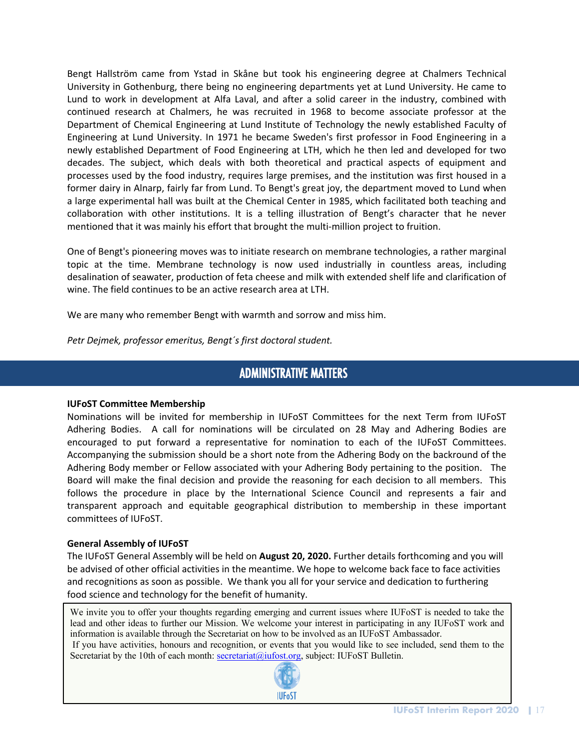Bengt Hallström came from Ystad in Skåne but took his engineering degree at Chalmers Technical University in Gothenburg, there being no engineering departments yet at Lund University. He came to Lund to work in development at Alfa Laval, and after a solid career in the industry, combined with continued research at Chalmers, he was recruited in 1968 to become associate professor at the Department of Chemical Engineering at Lund Institute of Technology the newly established Faculty of Engineering at Lund University. In 1971 he became Sweden's first professor in Food Engineering in a newly established Department of Food Engineering at LTH, which he then led and developed for two decades. The subject, which deals with both theoretical and practical aspects of equipment and processes used by the food industry, requires large premises, and the institution was first housed in a former dairy in Alnarp, fairly far from Lund. To Bengt's great joy, the department moved to Lund when a large experimental hall was built at the Chemical Center in 1985, which facilitated both teaching and collaboration with other institutions. It is a telling illustration of Bengt's character that he never mentioned that it was mainly his effort that brought the multi-million project to fruition.

One of Bengt's pioneering moves was to initiate research on membrane technologies, a rather marginal topic at the time. Membrane technology is now used industrially in countless areas, including desalination of seawater, production of feta cheese and milk with extended shelf life and clarification of wine. The field continues to be an active research area at LTH.

We are many who remember Bengt with warmth and sorrow and miss him.

*Petr Dejmek, professor emeritus, Bengt´s first doctoral student.*

## ADMINISTRATIVE MATTERS

**IUFoST Committee Membership**

Nominations will be invited for membership in IUFoST Committees for the next Term from IUFoST Adhering Bodies. A call for nominations will be circulated on 28 May and Adhering Bodies are encouraged to put forward a representative for nomination to each of the IUFoST Committees. Accompanying the submission should be a short note from the Adhering Body on the backround of the Adhering Body member or Fellow associated with your Adhering Body pertaining to the position. The Board will make the final decision and provide the reasoning for each decision to all members. This follows the procedure in place by the International Science Council and represents a fair and transparent approach and equitable geographical distribution to membership in these important committees of IUFoST.

**General Assembly of IUFoST**

The IUFoST General Assembly will be held on **August 20, 2020.** Further details forthcoming and you will be advised of other official activities in the meantime. We hope to welcome back face to face activities and recognitions as soon as possible. We thank you all for your service and dedication to furthering food science and technology for the benefit of humanity.

We invite you to offer your thoughts regarding emerging and current issues where IUFoST is needed to take the lead and other ideas to further our Mission. We welcome your interest in participating in any IUFoST work and information is available through the Secretariat on how to be involved as an IUFoST Ambassador.
If you have activities, honours and recognition, or events that you would like to see included, send them to the Secretariat by the 10th of each month: secretariat@iufost.org, subject: IUFoST Bulletin.

IUFoST